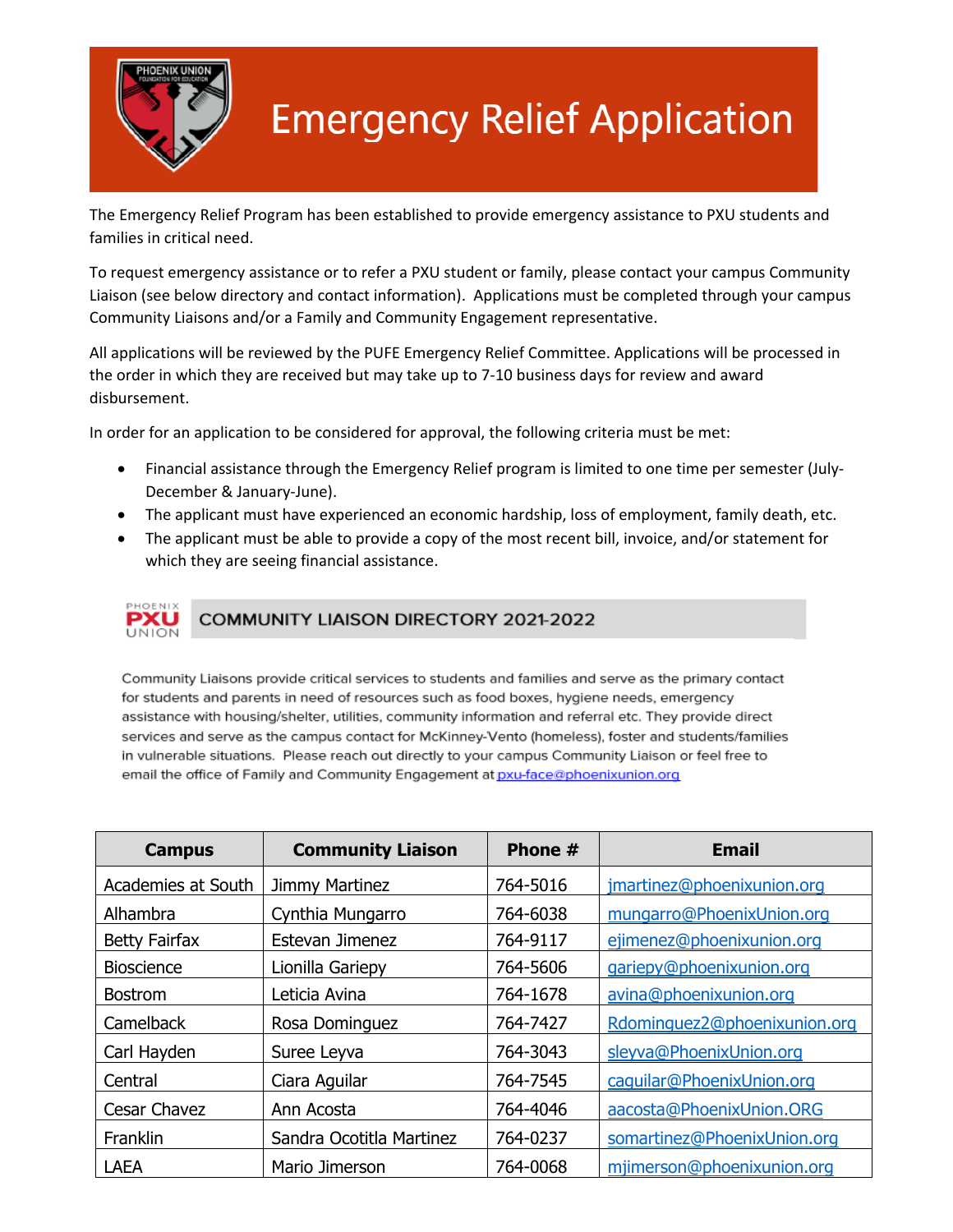# Emergency Relief Application

The Emergency Relief Program has been established to provide emergency assistance to PXU students and families in critical need.

To request emergency assistance or to refer a PXU student or family, please contact your campus Community Liaison (see below directory and contact information). Applications must be completed through your campus Community Liaisons and/or a Family and Community Engagement representative.

All applications will be reviewed by the PUFE Emergency Relief Committee. Applications will be processed in the order in which they are received but may take up to 7-10 business days for review and award disbursement.

In order for an application to be considered for approval, the following criteria must be met:

- Financial assistance through the Emergency Relief program is limited to one time per semester (July-December & January-June).
- The applicant must have experienced an economic hardship, loss of employment, family death, etc.
- The applicant must be able to provide a copy of the most recent bill, invoice, and/or statement for which they are seeing financial assistance.

## COMMUNITY LIAISON DIRECTORY 2021-2022

Community Liaisons provide critical services to students and families and serve as the primary contact for students and parents in need of resources such as food boxes, hygiene needs, emergency assistance with housing/shelter, utilities, community information and referral etc. They provide direct services and serve as the campus contact for McKinney-Vento (homeless), foster and students/families in vulnerable situations. Please reach out directly to your campus Community Liaison or feel free to email the office of Family and Community Engagement at pxu-face@phoenixunion.org

| Campus | Community Liaison | Phone # | Email |
|---|---|---|---|
| Academies at South | Jimmy Martinez | 764-5016 | jmartinez@phoenixunion.org |
| Alhambra | Cynthia Mungarro | 764-6038 | mungarro@PhoenixUnion.org |
| Betty Fairfax | Estevan Jimenez | 764-9117 | ejimenez@phoenixunion.org |
| Bioscience | Lionilla Gariepy | 764-5606 | gariepy@phoenixunion.org |
| Bostrom | Leticia Avina | 764-1678 | avina@phoenixunion.org |
| Camelback | Rosa Dominguez | 764-7427 | Rdominguez2@phoenixunion.org |
| Carl Hayden | Suree Leyva | 764-3043 | sleyva@PhoenixUnion.org |
| Central | Ciara Aguilar | 764-7545 | caguilar@PhoenixUnion.org |
| Cesar Chavez | Ann Acosta | 764-4046 | aacosta@PhoenixUnion.ORG |
| Franklin | Sandra Ocotitla Martinez | 764-0237 | somartinez@PhoenixUnion.org |
| LAEA | Mario Jimerson | 764-0068 | mjimerson@phoenixunion.org |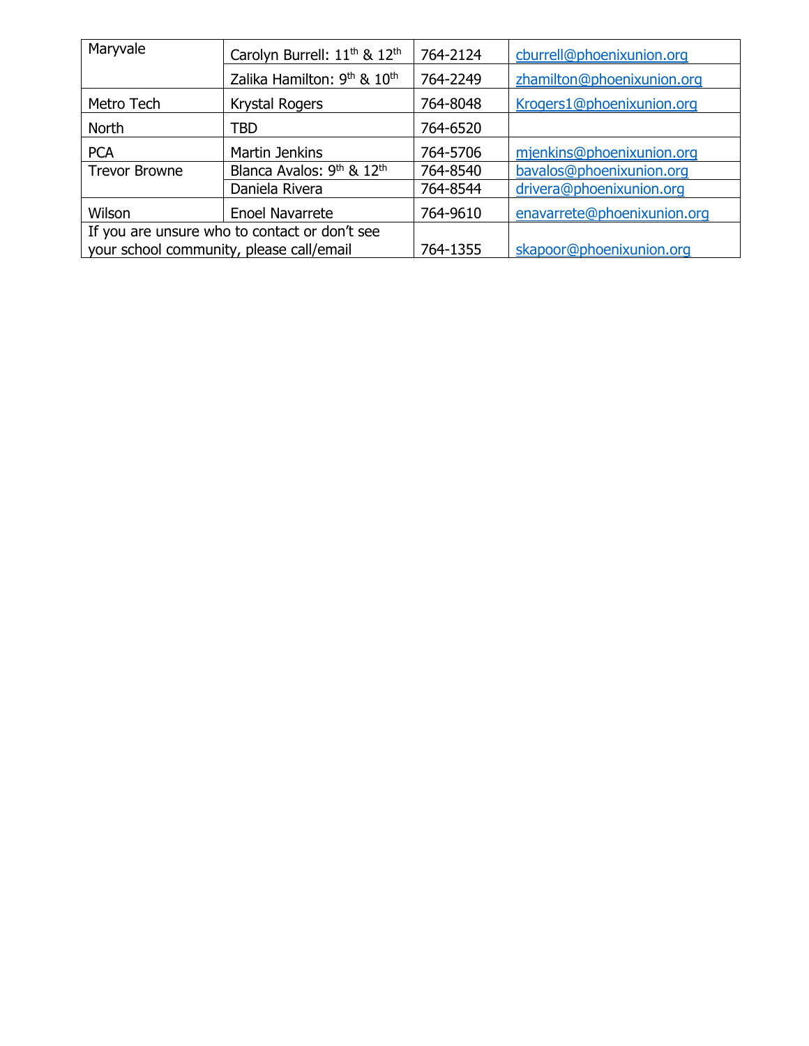| | | | |
|---|---|---|---|
| Maryvale | Carolyn Burrell: 11th & 12th | 764-2124 | cburrell@phoenixunion.org |
| | Zalika Hamilton: 9th & 10th | 764-2249 | zhamilton@phoenixunion.org |
| Metro Tech | Krystal Rogers | 764-8048 | Krogers1@phoenixunion.org |
| North | TBD | 764-6520 | |
| PCA | Martin Jenkins | 764-5706 | mjenkins@phoenixunion.org |
| Trevor Browne | Blanca Avalos: 9th & 12th | 764-8540 | bavalos@phoenixunion.org |
| | Daniela Rivera | 764-8544 | drivera@phoenixunion.org |
| Wilson | Enoel Navarrete | 764-9610 | enavarrete@phoenixunion.org |
| If you are unsure who to contact or don't see your school community, please call/email | | 764-1355 | skapoor@phoenixunion.org |